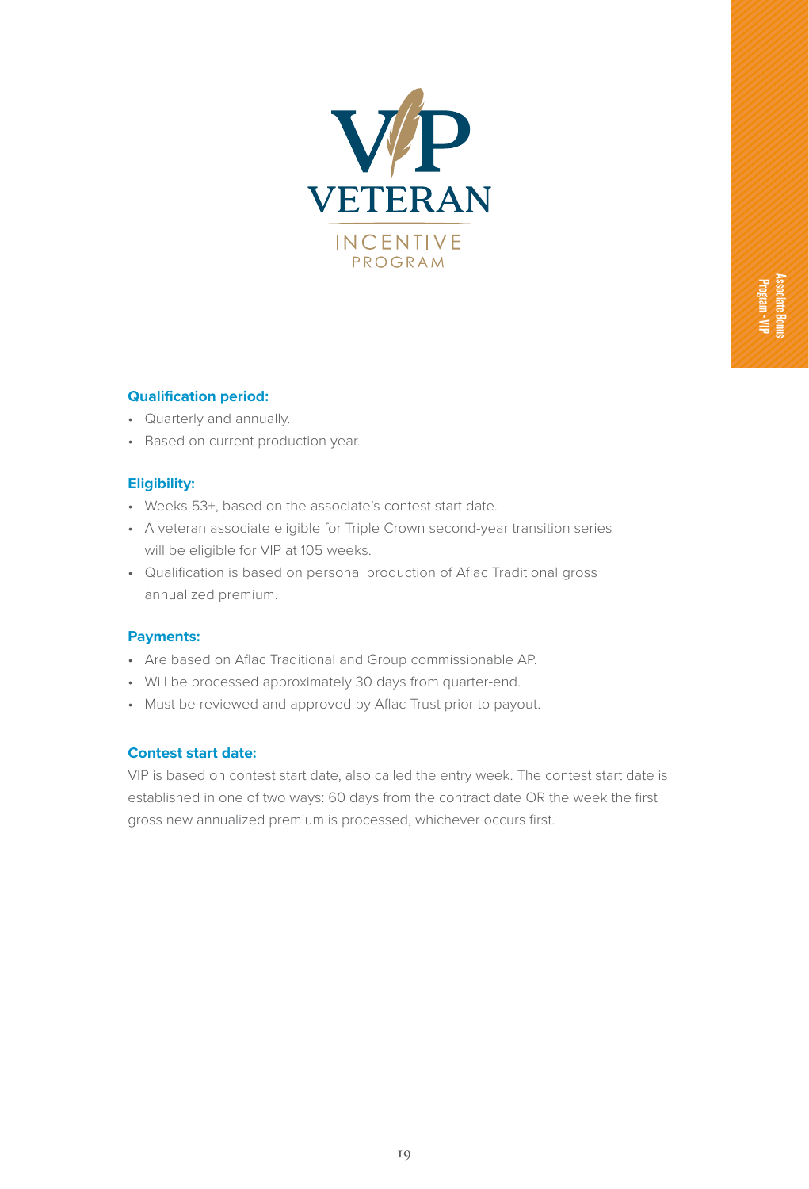# VIP VETERAN INCENTIVE PROGRAM

### Qualification period:

- Quarterly and annually.
- Based on current production year.

### Eligibility:

- Weeks 53+, based on the associate's contest start date.
- A veteran associate eligible for Triple Crown second-year transition series will be eligible for VIP at 105 weeks.
- Qualification is based on personal production of Aflac Traditional gross annualized premium.

### Payments:

- Are based on Aflac Traditional and Group commissionable AP.
- Will be processed approximately 30 days from quarter-end.
- Must be reviewed and approved by Aflac Trust prior to payout.

### Contest start date:

VIP is based on contest start date, also called the entry week. The contest start date is established in one of two ways: 60 days from the contract date OR the week the first gross new annualized premium is processed, whichever occurs first.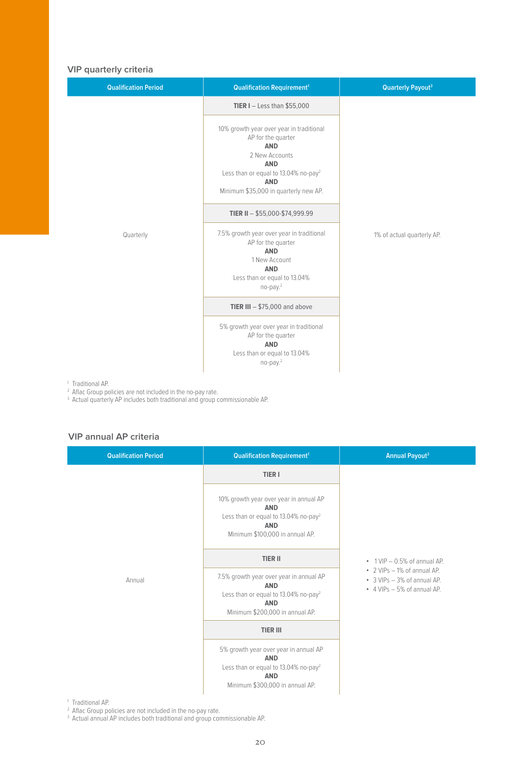## VIP quarterly criteria

| Qualification Period | Qualification Requirement[1] | Quarterly Payout[3] |
|---|---|---|
| Quarterly | **TIER I** – Less than $55,000<br><br>10% growth year over year in traditional AP for the quarter<br>**AND**<br>2 New Accounts<br>**AND**<br>Less than or equal to 13.04% no-pay[2]<br>**AND**<br>Minimum $35,000 in quarterly new AP.<br><br>**TIER II** – $55,000-$74,999.99<br><br>7.5% growth year over year in traditional AP for the quarter<br>**AND**<br>1 New Account<br>**AND**<br>Less than or equal to 13.04% no-pay.[2]<br><br>**TIER III** – $75,000 and above<br><br>5% growth year over year in traditional AP for the quarter<br>**AND**<br>Less than or equal to 13.04% no-pay.[2] | 1% of actual quarterly AP. |

[1] Traditional AP.
[2] Aflac Group policies are not included in the no-pay rate.
[3] Actual quarterly AP includes both traditional and group commissionable AP.

## VIP annual AP criteria

| Qualification Period | Qualification Requirement[1] | Annual Payout[3] |
|---|---|---|
| Annual | **TIER I**<br><br>10% growth year over year in annual AP<br>**AND**<br>Less than or equal to 13.04% no-pay[2]<br>**AND**<br>Minimum $100,000 in annual AP.<br><br>**TIER II**<br><br>7.5% growth year over year in annual AP<br>**AND**<br>Less than or equal to 13.04% no-pay[2]<br>**AND**<br>Minimum $200,000 in annual AP.<br><br>**TIER III**<br><br>5% growth year over year in annual AP<br>**AND**<br>Less than or equal to 13.04% no-pay[2]<br>**AND**<br>Minimum $300,000 in annual AP. | • 1 VIP – 0.5% of annual AP.<br>• 2 VIPs – 1% of annual AP.<br>• 3 VIPs – 3% of annual AP.<br>• 4 VIPs – 5% of annual AP. |

[1] Traditional AP.
[2] Aflac Group policies are not included in the no-pay rate.
[3] Actual annual AP includes both traditional and group commissionable AP.